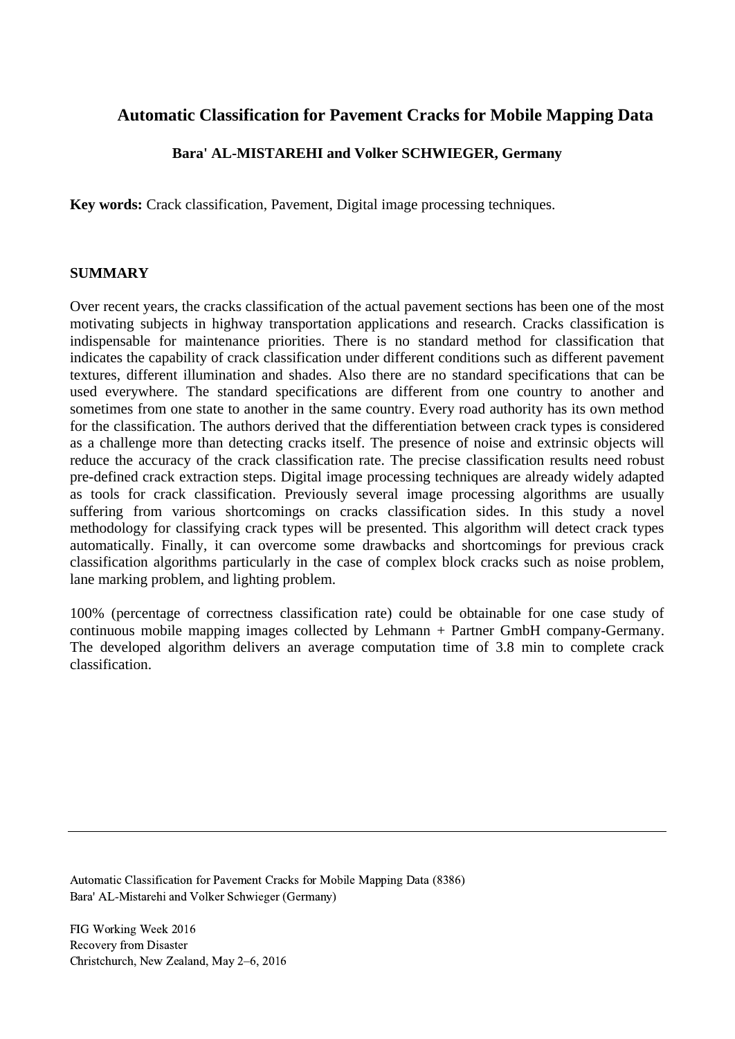# Automatic Classification for Pavement Cracks for Mobile Mapping Data

**Bara' AL-MISTAREHI and Volker SCHWIEGER, Germany**

**Key words:** Crack classification, Pavement, Digital image processing techniques.

## SUMMARY

Over recent years, the cracks classification of the actual pavement sections has been one of the most motivating subjects in highway transportation applications and research. Cracks classification is indispensable for maintenance priorities. There is no standard method for classification that indicates the capability of crack classification under different conditions such as different pavement textures, different illumination and shades. Also there are no standard specifications that can be used everywhere. The standard specifications are different from one country to another and sometimes from one state to another in the same country. Every road authority has its own method for the classification. The authors derived that the differentiation between crack types is considered as a challenge more than detecting cracks itself. The presence of noise and extrinsic objects will reduce the accuracy of the crack classification rate. The precise classification results need robust pre-defined crack extraction steps. Digital image processing techniques are already widely adapted as tools for crack classification. Previously several image processing algorithms are usually suffering from various shortcomings on cracks classification sides. In this study a novel methodology for classifying crack types will be presented. This algorithm will detect crack types automatically. Finally, it can overcome some drawbacks and shortcomings for previous crack classification algorithms particularly in the case of complex block cracks such as noise problem, lane marking problem, and lighting problem.

100% (percentage of correctness classification rate) could be obtainable for one case study of continuous mobile mapping images collected by Lehmann + Partner GmbH company-Germany. The developed algorithm delivers an average computation time of 3.8 min to complete crack classification.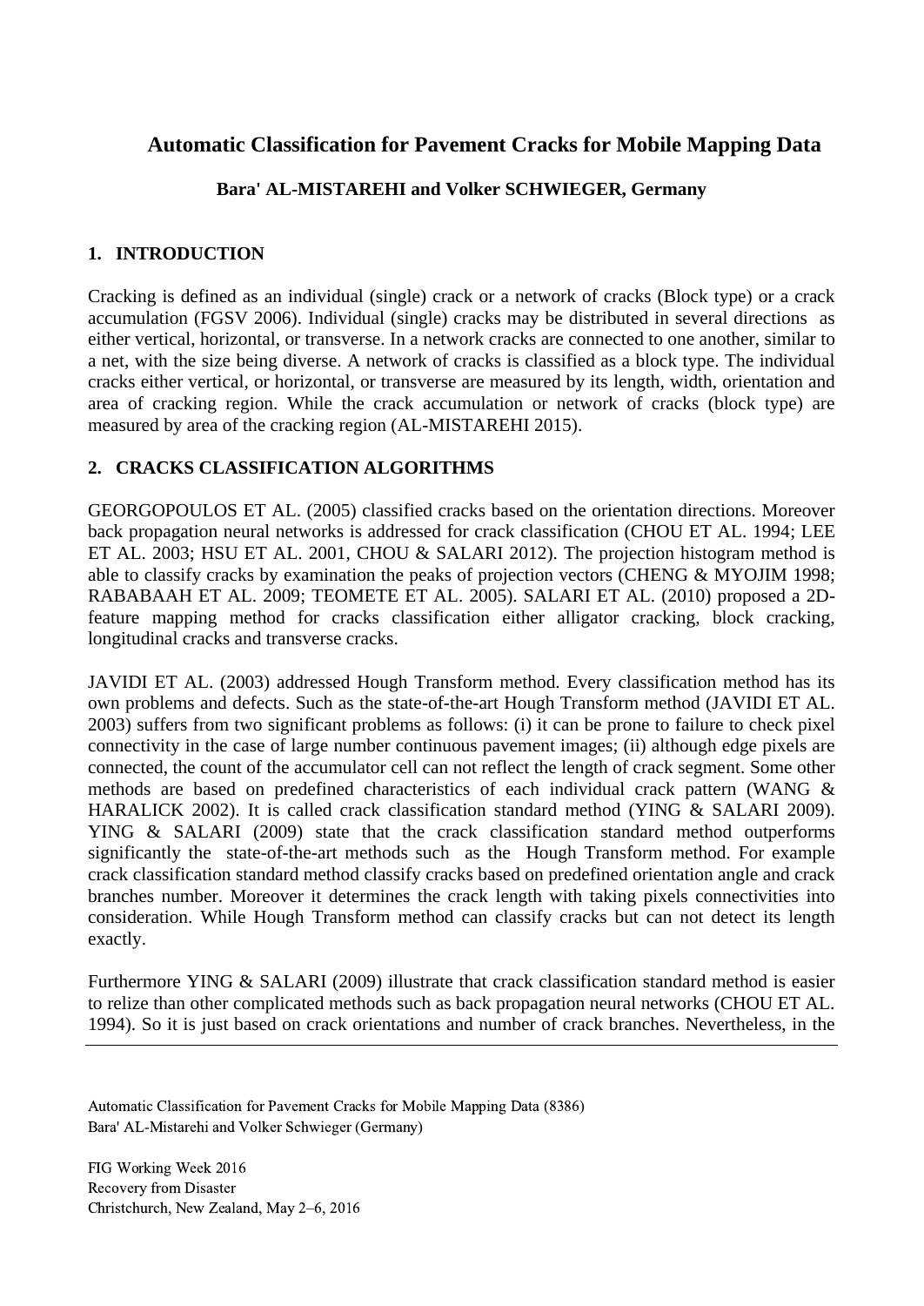## Automatic Classification for Pavement Cracks for Mobile Mapping Data

**Bara' AL-MISTAREHI and Volker SCHWIEGER, Germany**

### 1. INTRODUCTION

Cracking is defined as an individual (single) crack or a network of cracks (Block type) or a crack accumulation (FGSV 2006). Individual (single) cracks may be distributed in several directions as either vertical, horizontal, or transverse. In a network cracks are connected to one another, similar to a net, with the size being diverse. A network of cracks is classified as a block type. The individual cracks either vertical, or horizontal, or transverse are measured by its length, width, orientation and area of cracking region. While the crack accumulation or network of cracks (block type) are measured by area of the cracking region (AL-MISTAREHI 2015).

### 2. CRACKS CLASSIFICATION ALGORITHMS

GEORGOPOULOS ET AL. (2005) classified cracks based on the orientation directions. Moreover back propagation neural networks is addressed for crack classification (CHOU ET AL. 1994; LEE ET AL. 2003; HSU ET AL. 2001, CHOU & SALARI 2012). The projection histogram method is able to classify cracks by examination the peaks of projection vectors (CHENG & MYOJIM 1998; RABABAAH ET AL. 2009; TEOMETE ET AL. 2005). SALARI ET AL. (2010) proposed a 2D-feature mapping method for cracks classification either alligator cracking, block cracking, longitudinal cracks and transverse cracks.

JAVIDI ET AL. (2003) addressed Hough Transform method. Every classification method has its own problems and defects. Such as the state-of-the-art Hough Transform method (JAVIDI ET AL. 2003) suffers from two significant problems as follows: (i) it can be prone to failure to check pixel connectivity in the case of large number continuous pavement images; (ii) although edge pixels are connected, the count of the accumulator cell can not reflect the length of crack segment. Some other methods are based on predefined characteristics of each individual crack pattern (WANG & HARALICK 2002). It is called crack classification standard method (YING & SALARI 2009). YING & SALARI (2009) state that the crack classification standard method outperforms significantly the state-of-the-art methods such as the Hough Transform method. For example crack classification standard method classify cracks based on predefined orientation angle and crack branches number. Moreover it determines the crack length with taking pixels connectivities into consideration. While Hough Transform method can classify cracks but can not detect its length exactly.

Furthermore YING & SALARI (2009) illustrate that crack classification standard method is easier to relize than other complicated methods such as back propagation neural networks (CHOU ET AL. 1994). So it is just based on crack orientations and number of crack branches. Nevertheless, in the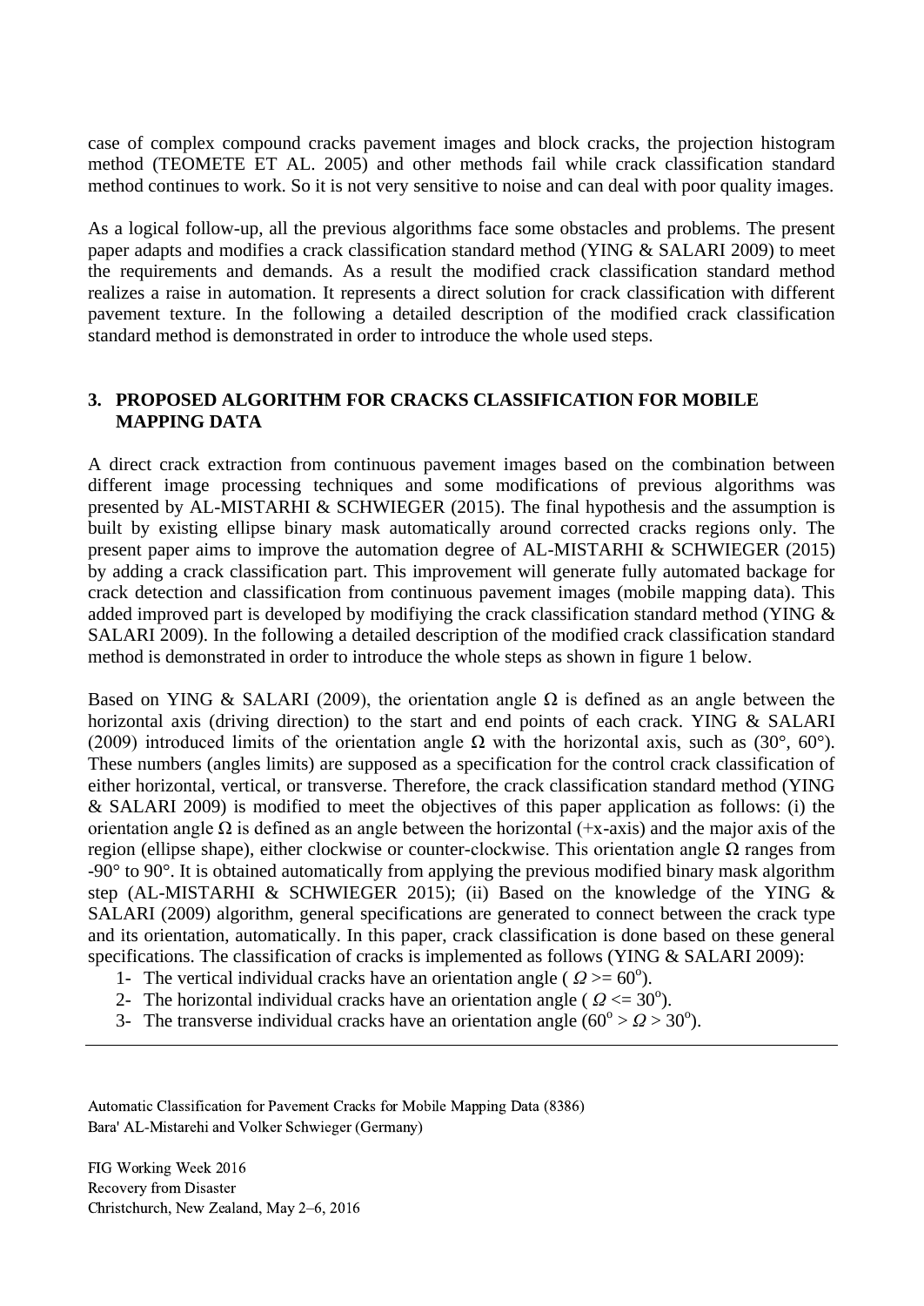case of complex compound cracks pavement images and block cracks, the projection histogram method (TEOMETE ET AL. 2005) and other methods fail while crack classification standard method continues to work. So it is not very sensitive to noise and can deal with poor quality images.

As a logical follow-up, all the previous algorithms face some obstacles and problems. The present paper adapts and modifies a crack classification standard method (YING & SALARI 2009) to meet the requirements and demands. As a result the modified crack classification standard method realizes a raise in automation. It represents a direct solution for crack classification with different pavement texture. In the following a detailed description of the modified crack classification standard method is demonstrated in order to introduce the whole used steps.

## 3. PROPOSED ALGORITHM FOR CRACKS CLASSIFICATION FOR MOBILE MAPPING DATA

A direct crack extraction from continuous pavement images based on the combination between different image processing techniques and some modifications of previous algorithms was presented by AL-MISTARHI & SCHWIEGER (2015). The final hypothesis and the assumption is built by existing ellipse binary mask automatically around corrected cracks regions only. The present paper aims to improve the automation degree of AL-MISTARHI & SCHWIEGER (2015) by adding a crack classification part. This improvement will generate fully automated backage for crack detection and classification from continuous pavement images (mobile mapping data). This added improved part is developed by modifiying the crack classification standard method (YING & SALARI 2009). In the following a detailed description of the modified crack classification standard method is demonstrated in order to introduce the whole steps as shown in figure 1 below.

Based on YING & SALARI (2009), the orientation angle $\Omega$ is defined as an angle between the horizontal axis (driving direction) to the start and end points of each crack. YING & SALARI (2009) introduced limits of the orientation angle $\Omega$ with the horizontal axis, such as (30°, 60°). These numbers (angles limits) are supposed as a specification for the control crack classification of either horizontal, vertical, or transverse. Therefore, the crack classification standard method (YING & SALARI 2009) is modified to meet the objectives of this paper application as follows: (i) the orientation angle $\Omega$ is defined as an angle between the horizontal (+x-axis) and the major axis of the region (ellipse shape), either clockwise or counter-clockwise. This orientation angle $\Omega$ ranges from -90° to 90°. It is obtained automatically from applying the previous modified binary mask algorithm step (AL-MISTARHI & SCHWIEGER 2015); (ii) Based on the knowledge of the YING & SALARI (2009) algorithm, general specifications are generated to connect between the crack type and its orientation, automatically. In this paper, crack classification is done based on these general specifications. The classification of cracks is implemented as follows (YING & SALARI 2009):

1- The vertical individual cracks have an orientation angle ( $\Omega >= 60^{o}$).
2- The horizontal individual cracks have an orientation angle ( $\Omega <= 30^{o}$).
3- The transverse individual cracks have an orientation angle ($60^{o} > \Omega > 30^{o}$).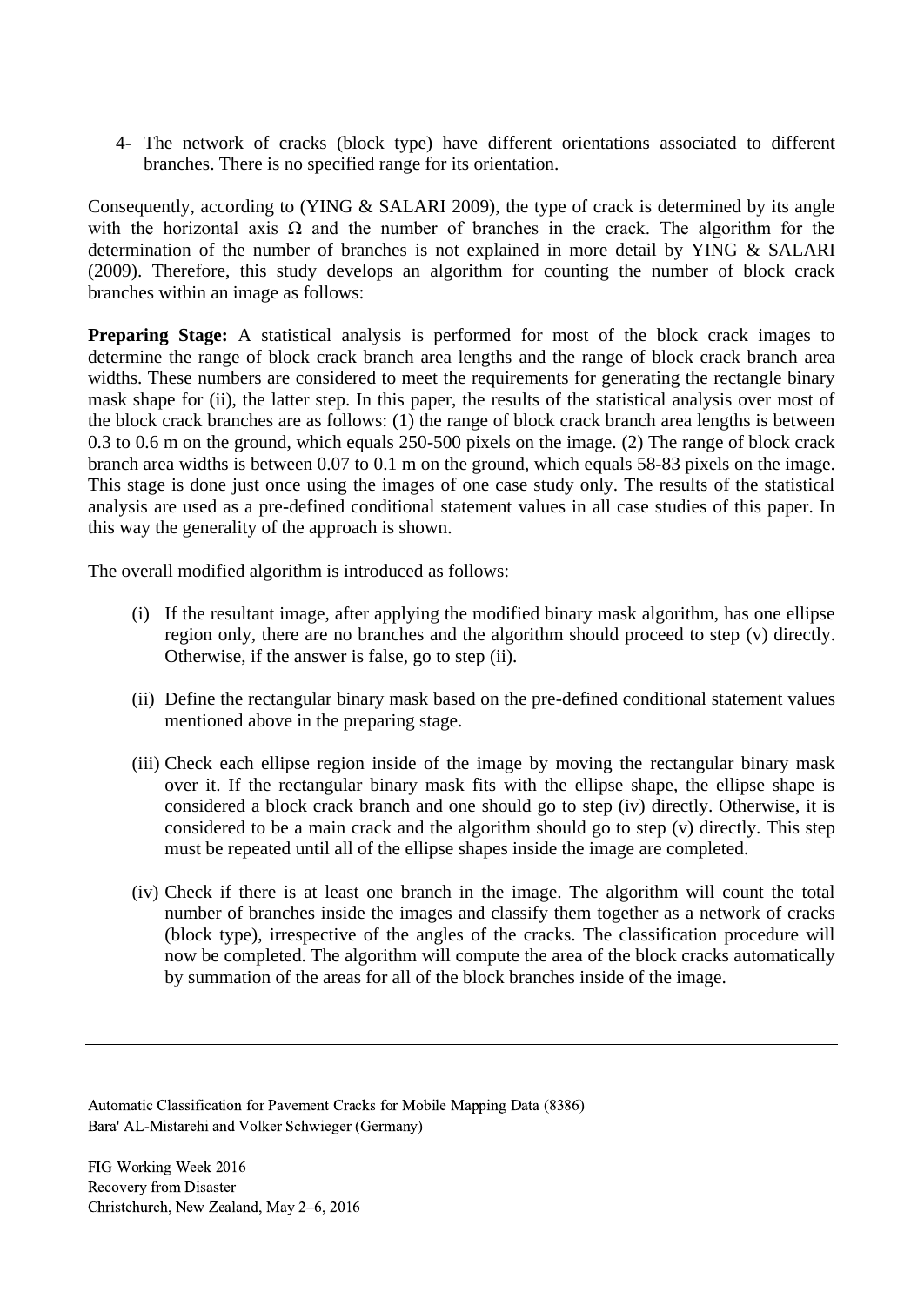4- The network of cracks (block type) have different orientations associated to different branches. There is no specified range for its orientation.

Consequently, according to (YING & SALARI 2009), the type of crack is determined by its angle with the horizontal axis $\Omega$ and the number of branches in the crack. The algorithm for the determination of the number of branches is not explained in more detail by YING & SALARI (2009). Therefore, this study develops an algorithm for counting the number of block crack branches within an image as follows:

**Preparing Stage:** A statistical analysis is performed for most of the block crack images to determine the range of block crack branch area lengths and the range of block crack branch area widths. These numbers are considered to meet the requirements for generating the rectangle binary mask shape for (ii), the latter step. In this paper, the results of the statistical analysis over most of the block crack branches are as follows: (1) the range of block crack branch area lengths is between 0.3 to 0.6 m on the ground, which equals 250-500 pixels on the image. (2) The range of block crack branch area widths is between 0.07 to 0.1 m on the ground, which equals 58-83 pixels on the image. This stage is done just once using the images of one case study only. The results of the statistical analysis are used as a pre-defined conditional statement values in all case studies of this paper. In this way the generality of the approach is shown.

The overall modified algorithm is introduced as follows:

(i) If the resultant image, after applying the modified binary mask algorithm, has one ellipse region only, there are no branches and the algorithm should proceed to step (v) directly. Otherwise, if the answer is false, go to step (ii).

(ii) Define the rectangular binary mask based on the pre-defined conditional statement values mentioned above in the preparing stage.

(iii) Check each ellipse region inside of the image by moving the rectangular binary mask over it. If the rectangular binary mask fits with the ellipse shape, the ellipse shape is considered a block crack branch and one should go to step (iv) directly. Otherwise, it is considered to be a main crack and the algorithm should go to step (v) directly. This step must be repeated until all of the ellipse shapes inside the image are completed.

(iv) Check if there is at least one branch in the image. The algorithm will count the total number of branches inside the images and classify them together as a network of cracks (block type), irrespective of the angles of the cracks. The classification procedure will now be completed. The algorithm will compute the area of the block cracks automatically by summation of the areas for all of the block branches inside of the image.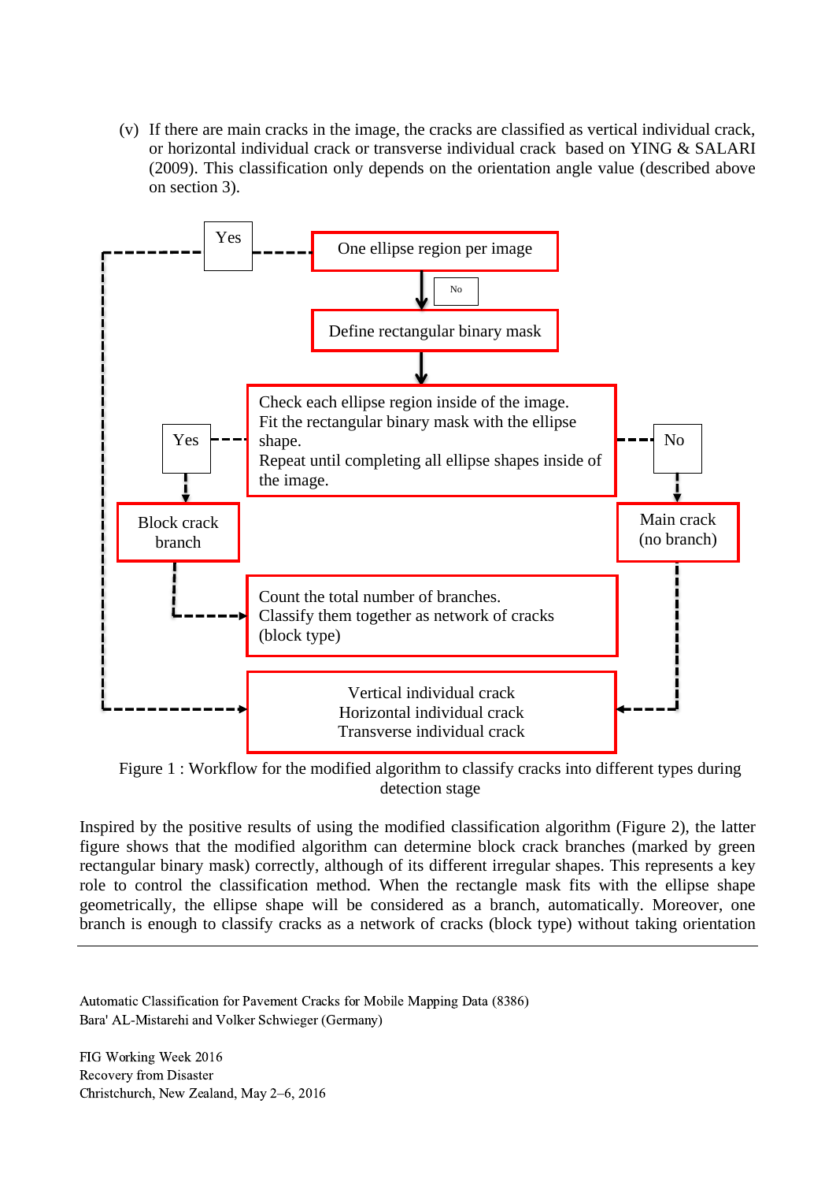(v) If there are main cracks in the image, the cracks are classified as vertical individual crack, or horizontal individual crack or transverse individual crack based on YING & SALARI (2009). This classification only depends on the orientation angle value (described above on section 3).

Yes

One ellipse region per image

No

Define rectangular binary mask

Yes

Check each ellipse region inside of the image.
Fit the rectangular binary mask with the ellipse shape.
Repeat until completing all ellipse shapes inside of the image.

No

Block crack branch

Main crack (no branch)

Count the total number of branches.
Classify them together as network of cracks (block type)

Vertical individual crack
Horizontal individual crack
Transverse individual crack

Figure 1 : Workflow for the modified algorithm to classify cracks into different types during detection stage

Inspired by the positive results of using the modified classification algorithm (Figure 2), the latter figure shows that the modified algorithm can determine block crack branches (marked by green rectangular binary mask) correctly, although of its different irregular shapes. This represents a key role to control the classification method. When the rectangle mask fits with the ellipse shape geometrically, the ellipse shape will be considered as a branch, automatically. Moreover, one branch is enough to classify cracks as a network of cracks (block type) without taking orientation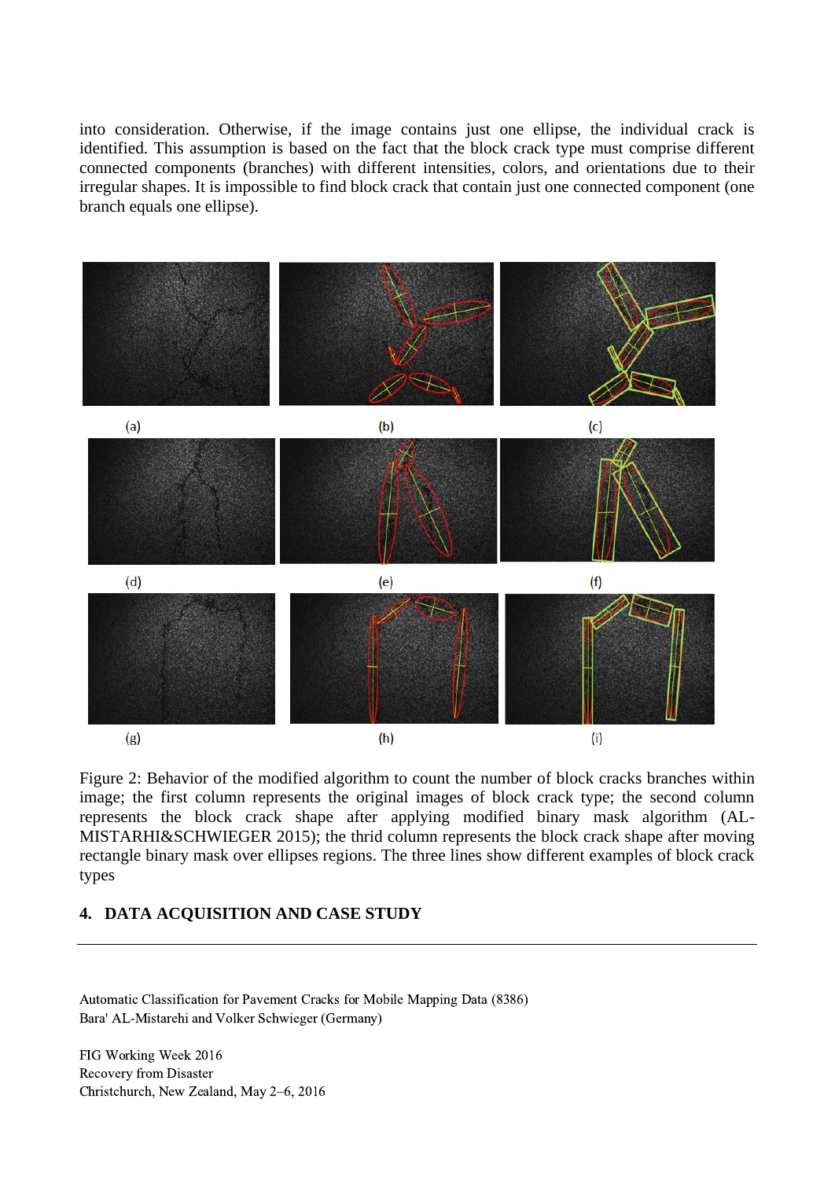into consideration. Otherwise, if the image contains just one ellipse, the individual crack is identified. This assumption is based on the fact that the block crack type must comprise different connected components (branches) with different intensities, colors, and orientations due to their irregular shapes. It is impossible to find block crack that contain just one connected component (one branch equals one ellipse).

(a) (b) (c)

(d) (e) (f)

(g) (h) (i)

Figure 2: Behavior of the modified algorithm to count the number of block cracks branches within image; the first column represents the original images of block crack type; the second column represents the block crack shape after applying modified binary mask algorithm (AL-MISTARHI&SCHWIEGER 2015); the thrid column represents the block crack shape after moving rectangle binary mask over ellipses regions. The three lines show different examples of block crack types

## 4. DATA ACQUISITION AND CASE STUDY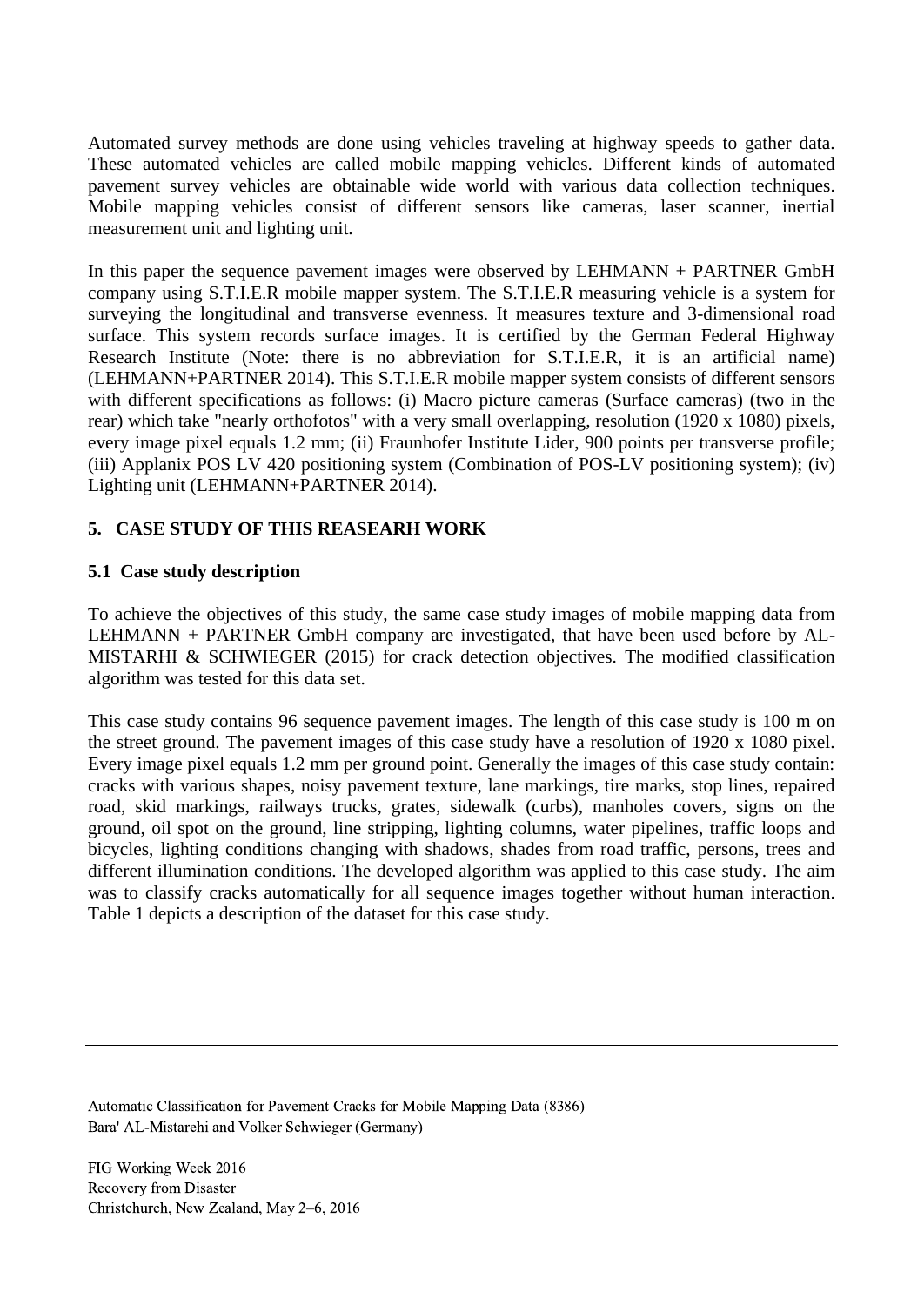Automated survey methods are done using vehicles traveling at highway speeds to gather data. These automated vehicles are called mobile mapping vehicles. Different kinds of automated pavement survey vehicles are obtainable wide world with various data collection techniques. Mobile mapping vehicles consist of different sensors like cameras, laser scanner, inertial measurement unit and lighting unit.

In this paper the sequence pavement images were observed by LEHMANN + PARTNER GmbH company using S.T.I.E.R mobile mapper system. The S.T.I.E.R measuring vehicle is a system for surveying the longitudinal and transverse evenness. It measures texture and 3-dimensional road surface. This system records surface images. It is certified by the German Federal Highway Research Institute (Note: there is no abbreviation for S.T.I.E.R, it is an artificial name) (LEHMANN+PARTNER 2014). This S.T.I.E.R mobile mapper system consists of different sensors with different specifications as follows: (i) Macro picture cameras (Surface cameras) (two in the rear) which take "nearly orthofotos" with a very small overlapping, resolution (1920 x 1080) pixels, every image pixel equals 1.2 mm; (ii) Fraunhofer Institute Lider, 900 points per transverse profile; (iii) Applanix POS LV 420 positioning system (Combination of POS-LV positioning system); (iv) Lighting unit (LEHMANN+PARTNER 2014).

## 5. CASE STUDY OF THIS REASEARH WORK

### 5.1 Case study description

To achieve the objectives of this study, the same case study images of mobile mapping data from LEHMANN + PARTNER GmbH company are investigated, that have been used before by AL-MISTARHI & SCHWIEGER (2015) for crack detection objectives. The modified classification algorithm was tested for this data set.

This case study contains 96 sequence pavement images. The length of this case study is 100 m on the street ground. The pavement images of this case study have a resolution of 1920 x 1080 pixel. Every image pixel equals 1.2 mm per ground point. Generally the images of this case study contain: cracks with various shapes, noisy pavement texture, lane markings, tire marks, stop lines, repaired road, skid markings, railways trucks, grates, sidewalk (curbs), manholes covers, signs on the ground, oil spot on the ground, line stripping, lighting columns, water pipelines, traffic loops and bicycles, lighting conditions changing with shadows, shades from road traffic, persons, trees and different illumination conditions. The developed algorithm was applied to this case study. The aim was to classify cracks automatically for all sequence images together without human interaction. Table 1 depicts a description of the dataset for this case study.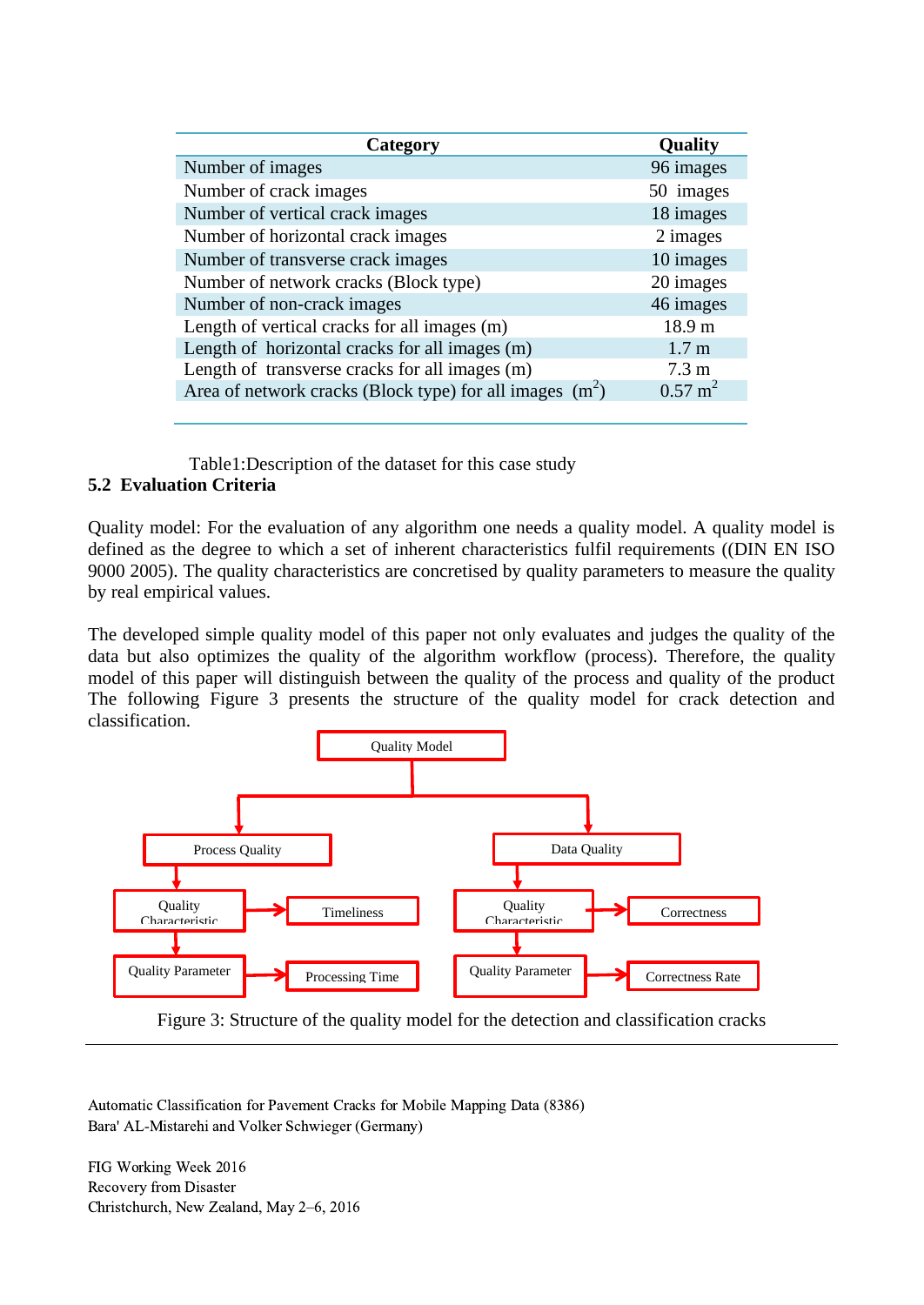| Category | Quality |
|---|---|
| Number of images | 96 images |
| Number of crack images | 50 images |
| Number of vertical crack images | 18 images |
| Number of horizontal crack images | 2 images |
| Number of transverse crack images | 10 images |
| Number of network cracks (Block type) | 20 images |
| Number of non-crack images | 46 images |
| Length of vertical cracks for all images (m) | 18.9 m |
| Length of horizontal cracks for all images (m) | 1.7 m |
| Length of transverse cracks for all images (m) | 7.3 m |
| Area of network cracks (Block type) for all images ($m^2$) | 0.57 $m^2$ |

Table1:Description of the dataset for this case study

### 5.2 Evaluation Criteria

Quality model: For the evaluation of any algorithm one needs a quality model. A quality model is defined as the degree to which a set of inherent characteristics fulfil requirements ((DIN EN ISO 9000 2005). The quality characteristics are concretised by quality parameters to measure the quality by real empirical values.

The developed simple quality model of this paper not only evaluates and judges the quality of the data but also optimizes the quality of the algorithm workflow (process). Therefore, the quality model of this paper will distinguish between the quality of the process and quality of the product The following Figure 3 presents the structure of the quality model for crack detection and classification.

Quality Model
- Process Quality
  - Quality Characteristic → Timeliness
  - Quality Parameter → Processing Time
- Data Quality
  - Quality Characteristic → Correctness
  - Quality Parameter → Correctness Rate

Figure 3: Structure of the quality model for the detection and classification cracks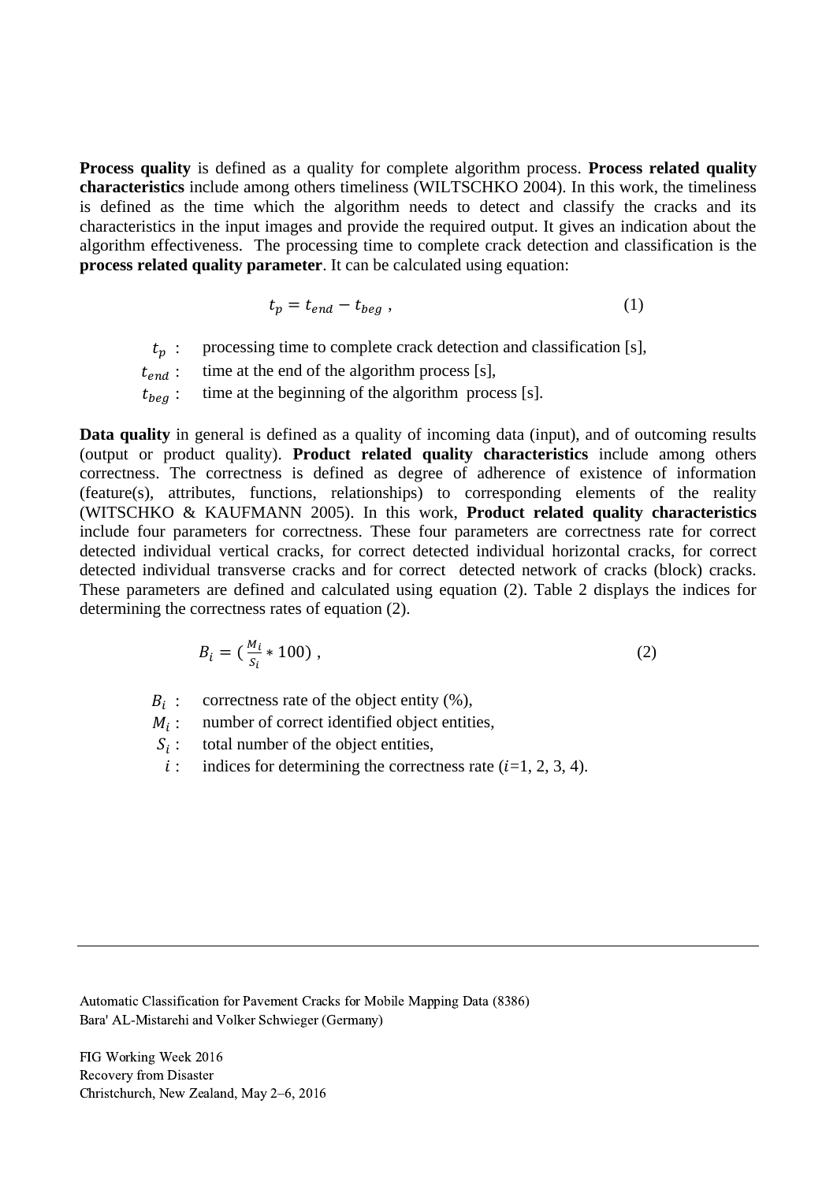**Process quality** is defined as a quality for complete algorithm process. **Process related quality characteristics** include among others timeliness (WILTSCHKO 2004). In this work, the timeliness is defined as the time which the algorithm needs to detect and classify the cracks and its characteristics in the input images and provide the required output. It gives an indication about the algorithm effectiveness. The processing time to complete crack detection and classification is the **process related quality parameter**. It can be calculated using equation:

$$t_p = t_{end} - t_{beg} \ , \tag{1}$$

$t_p$ : processing time to complete crack detection and classification [s],
$t_{end}$ : time at the end of the algorithm process [s],
$t_{beg}$ : time at the beginning of the algorithm process [s].

**Data quality** in general is defined as a quality of incoming data (input), and of outcoming results (output or product quality). **Product related quality characteristics** include among others correctness. The correctness is defined as degree of adherence of existence of information (feature(s), attributes, functions, relationships) to corresponding elements of the reality (WITSCHKO & KAUFMANN 2005). In this work, **Product related quality characteristics** include four parameters for correctness. These four parameters are correctness rate for correct detected individual vertical cracks, for correct detected individual horizontal cracks, for correct detected individual transverse cracks and for correct detected network of cracks (block) cracks. These parameters are defined and calculated using equation (2). Table 2 displays the indices for determining the correctness rates of equation (2).

$$B_i = (\frac{M_i}{S_i} * 100) \ , \tag{2}$$

$B_i$ : correctness rate of the object entity (%),
$M_i$ : number of correct identified object entities,
$S_i$ : total number of the object entities,
$i$ : indices for determining the correctness rate ($i$=1, 2, 3, 4).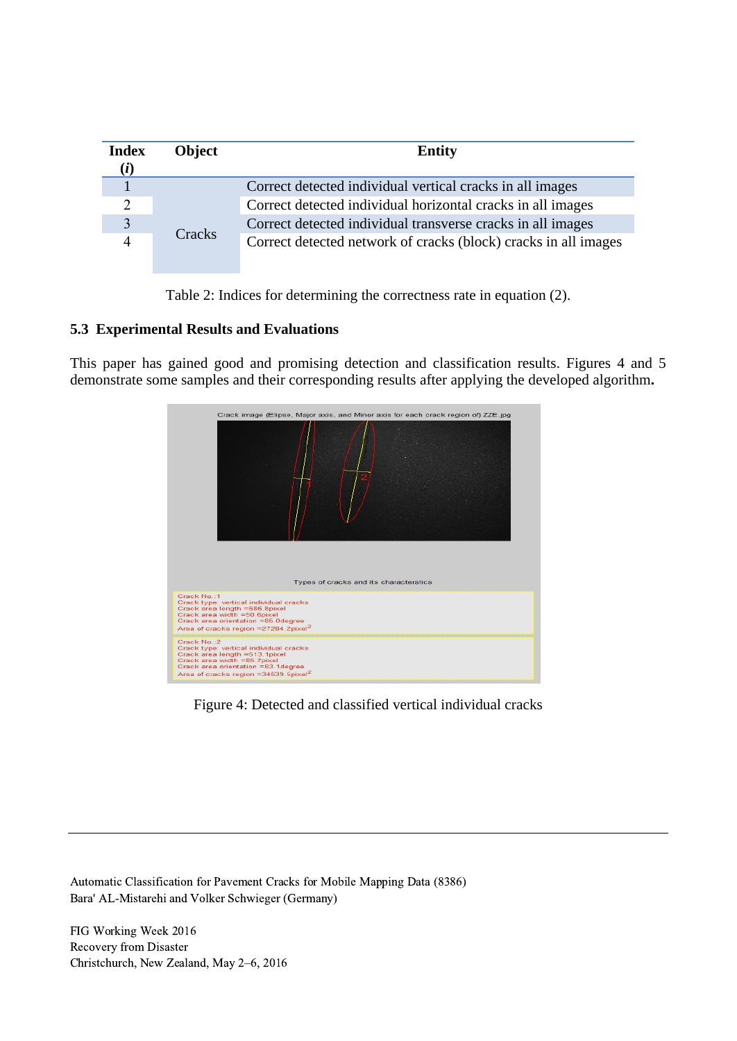| Index (*i*) | Object | Entity |
|---|---|---|
| 1 | Cracks | Correct detected individual vertical cracks in all images |
| 2 | | Correct detected individual horizontal cracks in all images |
| 3 | | Correct detected individual transverse cracks in all images |
| 4 | | Correct detected network of cracks (block) cracks in all images |

Table 2: Indices for determining the correctness rate in equation (2).

### 5.3 Experimental Results and Evaluations

This paper has gained good and promising detection and classification results. Figures 4 and 5 demonstrate some samples and their corresponding results after applying the developed algorithm**.**

Figure 4: Detected and classified vertical individual cracks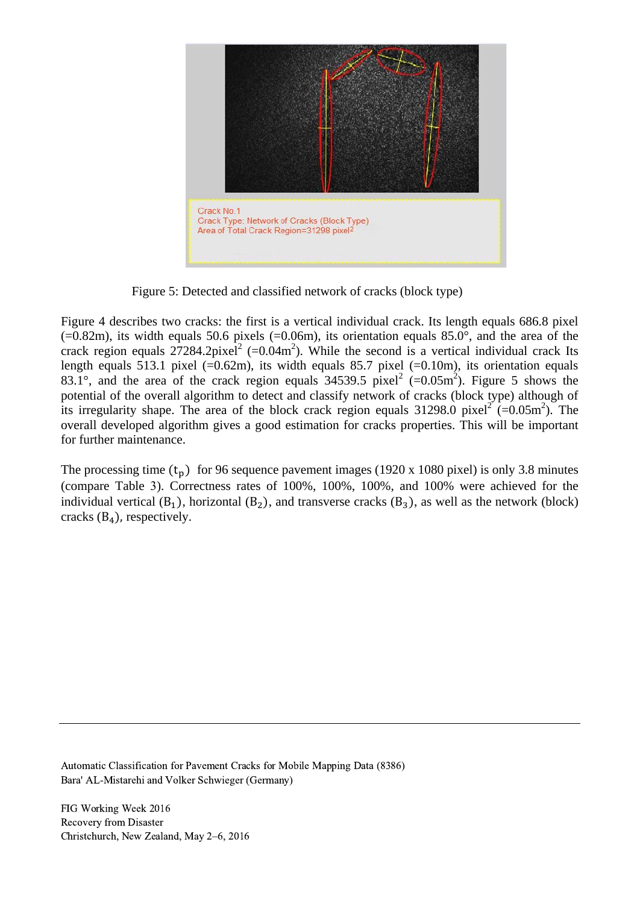Figure 5: Detected and classified network of cracks (block type)

Figure 4 describes two cracks: the first is a vertical individual crack. Its length equals 686.8 pixel (=0.82m), its width equals 50.6 pixels (=0.06m), its orientation equals 85.0°, and the area of the crack region equals 27284.2pixel$^2$ (=0.04m$^2$). While the second is a vertical individual crack Its length equals 513.1 pixel (=0.62m), its width equals 85.7 pixel (=0.10m), its orientation equals 83.1°, and the area of the crack region equals 34539.5 pixel$^2$ (=0.05m$^2$). Figure 5 shows the potential of the overall algorithm to detect and classify network of cracks (block type) although of its irregularity shape. The area of the block crack region equals 31298.0 pixel$^2$ (=0.05m$^2$). The overall developed algorithm gives a good estimation for cracks properties. This will be important for further maintenance.

The processing time ($t_p$) for 96 sequence pavement images (1920 x 1080 pixel) is only 3.8 minutes (compare Table 3). Correctness rates of 100%, 100%, 100%, and 100% were achieved for the individual vertical ($B_1$), horizontal ($B_2$), and transverse cracks ($B_3$), as well as the network (block) cracks ($B_4$), respectively.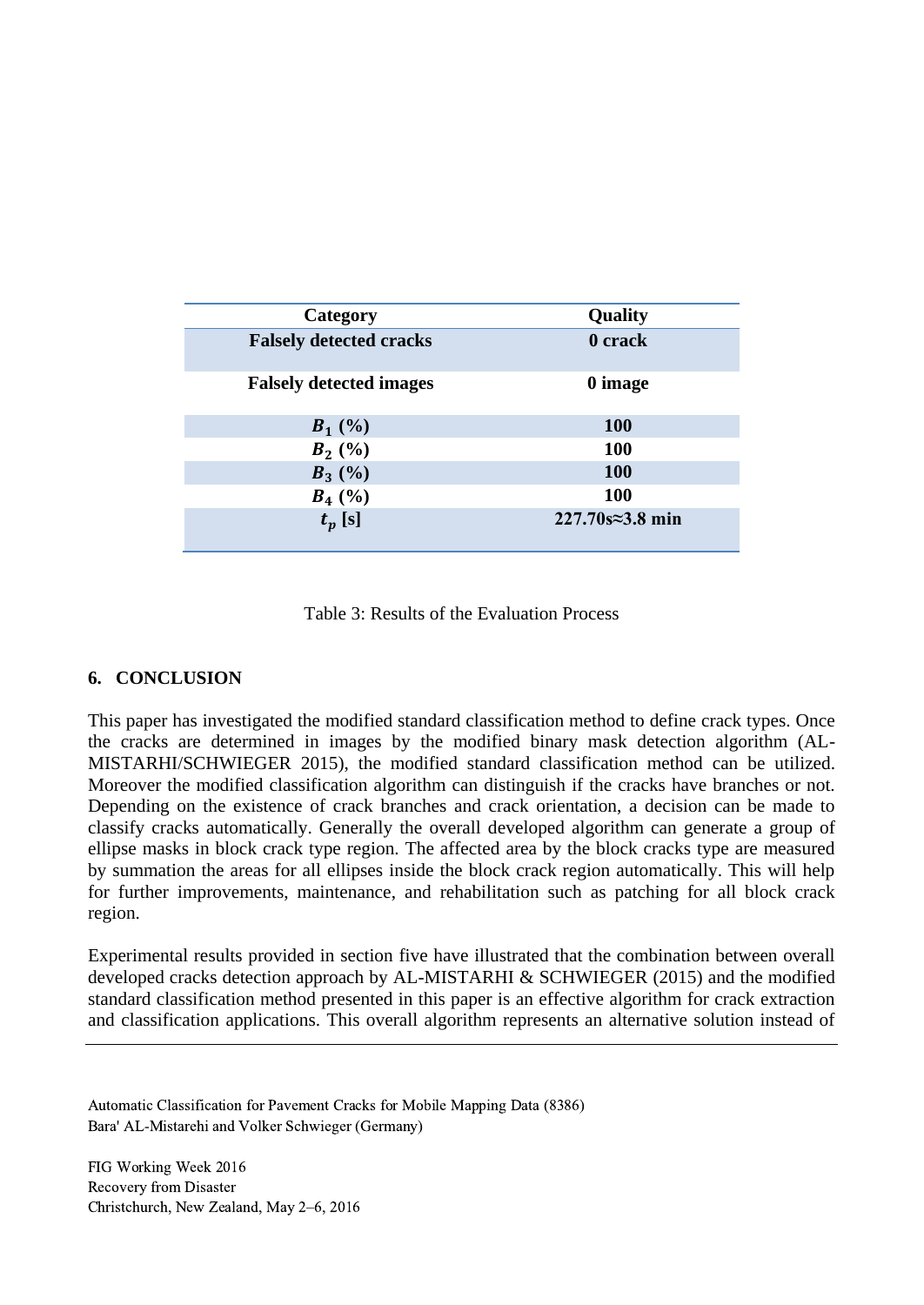| Category | Quality |
|---|---|
| **Falsely detected cracks** | **0 crack** |
| **Falsely detected images** | **0 image** |
| $B_1$ **(%)** | **100** |
| $B_2$ **(%)** | **100** |
| $B_3$ **(%)** | **100** |
| $B_4$ **(%)** | **100** |
| $t_p$ **[s]** | **227.70s≈3.8 min** |

Table 3: Results of the Evaluation Process

## 6. CONCLUSION

This paper has investigated the modified standard classification method to define crack types. Once the cracks are determined in images by the modified binary mask detection algorithm (AL-MISTARHI/SCHWIEGER 2015), the modified standard classification method can be utilized. Moreover the modified classification algorithm can distinguish if the cracks have branches or not. Depending on the existence of crack branches and crack orientation, a decision can be made to classify cracks automatically. Generally the overall developed algorithm can generate a group of ellipse masks in block crack type region. The affected area by the block cracks type are measured by summation the areas for all ellipses inside the block crack region automatically. This will help for further improvements, maintenance, and rehabilitation such as patching for all block crack region.

Experimental results provided in section five have illustrated that the combination between overall developed cracks detection approach by AL-MISTARHI & SCHWIEGER (2015) and the modified standard classification method presented in this paper is an effective algorithm for crack extraction and classification applications. This overall algorithm represents an alternative solution instead of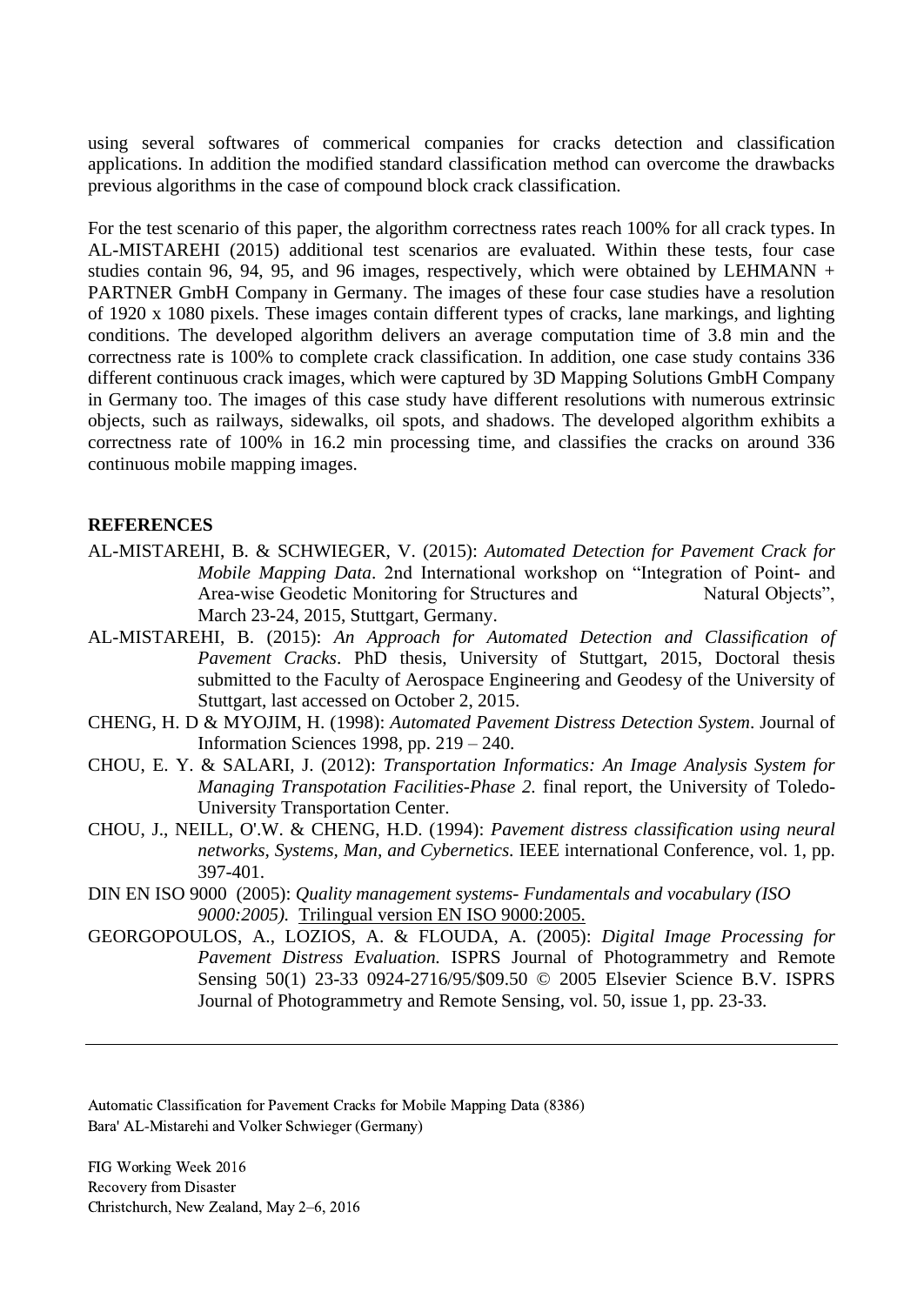using several softwares of commerical companies for cracks detection and classification applications. In addition the modified standard classification method can overcome the drawbacks previous algorithms in the case of compound block crack classification.

For the test scenario of this paper, the algorithm correctness rates reach 100% for all crack types. In AL-MISTAREHI (2015) additional test scenarios are evaluated. Within these tests, four case studies contain 96, 94, 95, and 96 images, respectively, which were obtained by LEHMANN + PARTNER GmbH Company in Germany. The images of these four case studies have a resolution of 1920 x 1080 pixels. These images contain different types of cracks, lane markings, and lighting conditions. The developed algorithm delivers an average computation time of 3.8 min and the correctness rate is 100% to complete crack classification. In addition, one case study contains 336 different continuous crack images, which were captured by 3D Mapping Solutions GmbH Company in Germany too. The images of this case study have different resolutions with numerous extrinsic objects, such as railways, sidewalks, oil spots, and shadows. The developed algorithm exhibits a correctness rate of 100% in 16.2 min processing time, and classifies the cracks on around 336 continuous mobile mapping images.

## REFERENCES

AL-MISTAREHI, B. & SCHWIEGER, V. (2015): *Automated Detection for Pavement Crack for Mobile Mapping Data*. 2nd International workshop on "Integration of Point- and Area-wise Geodetic Monitoring for Structures and Natural Objects", March 23-24, 2015, Stuttgart, Germany.

AL-MISTAREHI, B. (2015): *An Approach for Automated Detection and Classification of Pavement Cracks*. PhD thesis, University of Stuttgart, 2015, Doctoral thesis submitted to the Faculty of Aerospace Engineering and Geodesy of the University of Stuttgart, last accessed on October 2, 2015.

CHENG, H. D & MYOJIM, H. (1998): *Automated Pavement Distress Detection System*. Journal of Information Sciences 1998, pp. 219 – 240.

CHOU, E. Y. & SALARI, J. (2012): *Transportation Informatics: An Image Analysis System for Managing Transpotation Facilities-Phase 2.* final report, the University of Toledo-University Transportation Center.

CHOU, J., NEILL, O'.W. & CHENG, H.D. (1994): *Pavement distress classification using neural networks, Systems, Man, and Cybernetics.* IEEE international Conference, vol. 1, pp. 397-401.

DIN EN ISO 9000 (2005): *Quality management systems- Fundamentals and vocabulary (ISO 9000:2005).* Trilingual version EN ISO 9000:2005.

GEORGOPOULOS, A., LOZIOS, A. & FLOUDA, A. (2005): *Digital Image Processing for Pavement Distress Evaluation.* ISPRS Journal of Photogrammetry and Remote Sensing 50(1) 23-33 0924-2716/95/$09.50 © 2005 Elsevier Science B.V. ISPRS Journal of Photogrammetry and Remote Sensing, vol. 50, issue 1, pp. 23-33.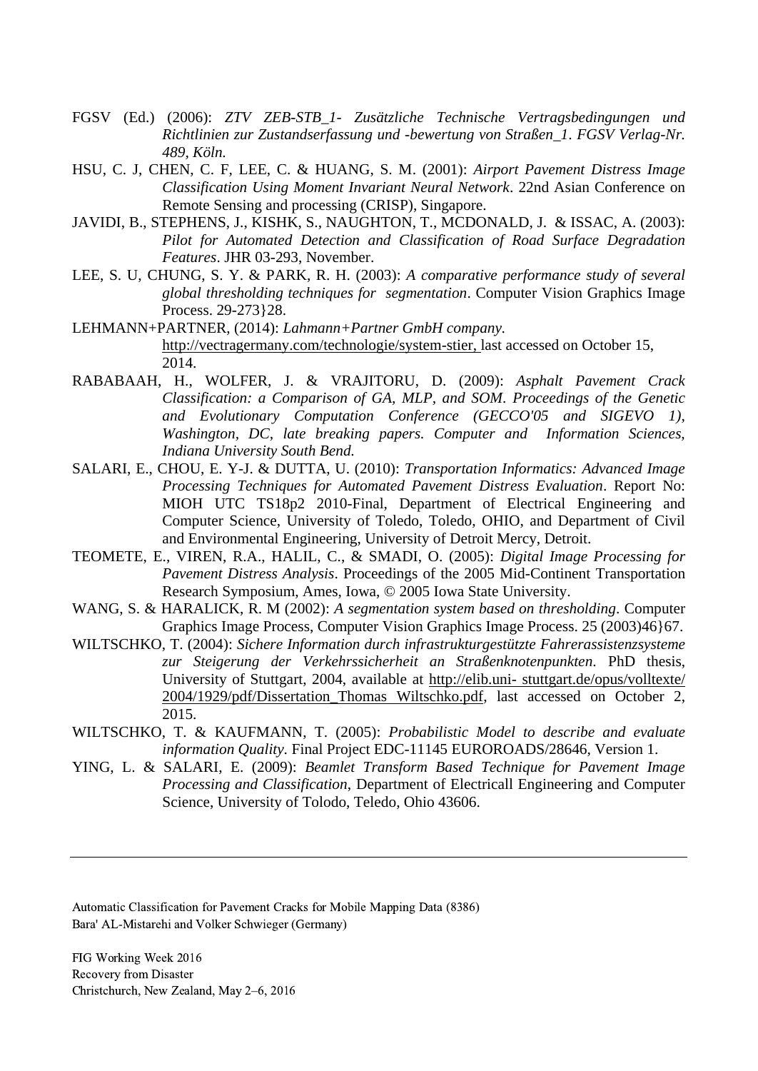FGSV (Ed.) (2006): *ZTV ZEB-STB_1- Zusätzliche Technische Vertragsbedingungen und Richtlinien zur Zustandserfassung und -bewertung von Straßen_1. FGSV Verlag-Nr. 489, Köln.*

HSU, C. J, CHEN, C. F, LEE, C. & HUANG, S. M. (2001): *Airport Pavement Distress Image Classification Using Moment Invariant Neural Network*. 22nd Asian Conference on Remote Sensing and processing (CRISP), Singapore.

JAVIDI, B., STEPHENS, J., KISHK, S., NAUGHTON, T., MCDONALD, J. & ISSAC, A. (2003): *Pilot for Automated Detection and Classification of Road Surface Degradation Features*. JHR 03-293, November.

LEE, S. U, CHUNG, S. Y. & PARK, R. H. (2003): *A comparative performance study of several global thresholding techniques for segmentation*. Computer Vision Graphics Image Process. 29-273}28.

LEHMANN+PARTNER, (2014): *Lahmann+Partner GmbH company.* http://vectragermany.com/technologie/system-stier, last accessed on October 15, 2014.

RABABAAH, H., WOLFER, J. & VRAJITORU, D. (2009): *Asphalt Pavement Crack Classification: a Comparison of GA, MLP, and SOM. Proceedings of the Genetic and Evolutionary Computation Conference (GECCO'05 and SIGEVO 1), Washington, DC, late breaking papers. Computer and Information Sciences, Indiana University South Bend.*

SALARI, E., CHOU, E. Y-J. & DUTTA, U. (2010): *Transportation Informatics: Advanced Image Processing Techniques for Automated Pavement Distress Evaluation*. Report No: MIOH UTC TS18p2 2010-Final, Department of Electrical Engineering and Computer Science, University of Toledo, Toledo, OHIO, and Department of Civil and Environmental Engineering, University of Detroit Mercy, Detroit.

TEOMETE, E., VIREN, R.A., HALIL, C., & SMADI, O. (2005): *Digital Image Processing for Pavement Distress Analysis*. Proceedings of the 2005 Mid-Continent Transportation Research Symposium, Ames, Iowa, © 2005 Iowa State University.

WANG, S. & HARALICK, R. M (2002): *A segmentation system based on thresholding*. Computer Graphics Image Process, Computer Vision Graphics Image Process. 25 (2003)46}67.

WILTSCHKO, T. (2004): *Sichere Information durch infrastrukturgestützte Fahrerassistenzsysteme zur Steigerung der Verkehrssicherheit an Straßenknotenpunkten*. PhD thesis, University of Stuttgart, 2004, available at http://elib.uni- stuttgart.de/opus/volltexte/2004/1929/pdf/Dissertation_Thomas Wiltschko.pdf, last accessed on October 2, 2015.

WILTSCHKO, T. & KAUFMANN, T. (2005): *Probabilistic Model to describe and evaluate information Quality*. Final Project EDC-11145 EUROROADS/28646, Version 1.

YING, L. & SALARI, E. (2009): *Beamlet Transform Based Technique for Pavement Image Processing and Classification*, Department of Electricall Engineering and Computer Science, University of Tolodo, Teledo, Ohio 43606.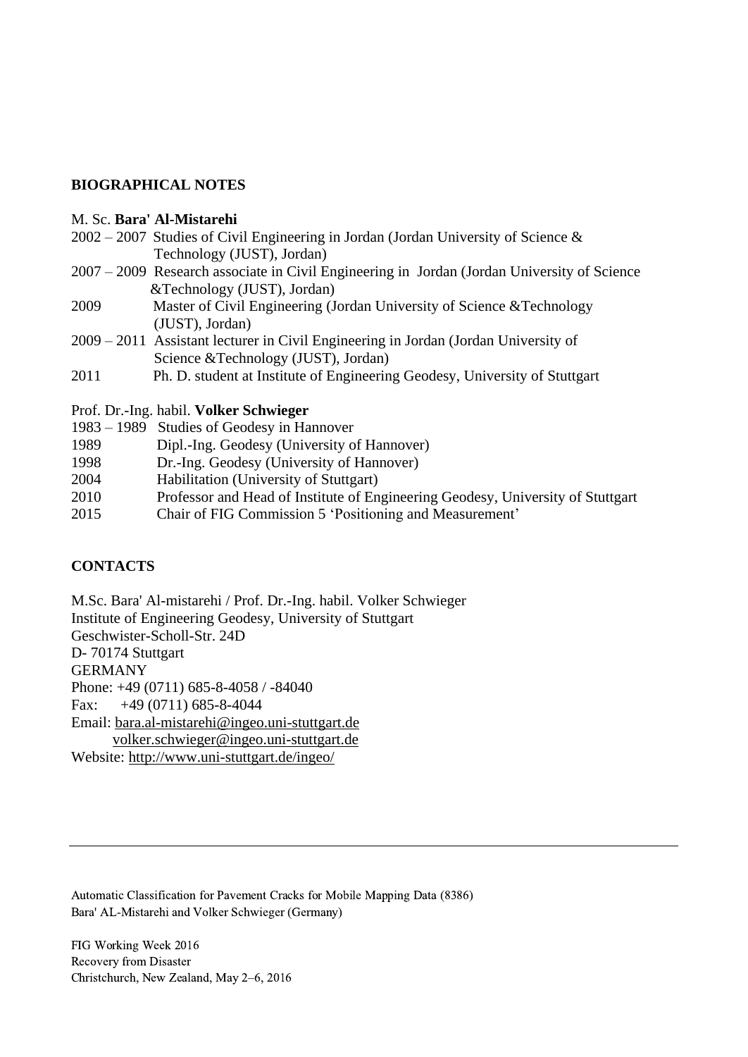## BIOGRAPHICAL NOTES

M. Sc. **Bara' Al-Mistarehi**

2002 – 2007 Studies of Civil Engineering in Jordan (Jordan University of Science & Technology (JUST), Jordan)
2007 – 2009 Research associate in Civil Engineering in Jordan (Jordan University of Science &Technology (JUST), Jordan)
2009 Master of Civil Engineering (Jordan University of Science &Technology (JUST), Jordan)
2009 – 2011 Assistant lecturer in Civil Engineering in Jordan (Jordan University of Science &Technology (JUST), Jordan)
2011 Ph. D. student at Institute of Engineering Geodesy, University of Stuttgart

Prof. Dr.-Ing. habil. **Volker Schwieger**

1983 – 1989 Studies of Geodesy in Hannover
1989 Dipl.-Ing. Geodesy (University of Hannover)
1998 Dr.-Ing. Geodesy (University of Hannover)
2004 Habilitation (University of Stuttgart)
2010 Professor and Head of Institute of Engineering Geodesy, University of Stuttgart
2015 Chair of FIG Commission 5 'Positioning and Measurement'

## CONTACTS

M.Sc. Bara' Al-mistarehi / Prof. Dr.-Ing. habil. Volker Schwieger
Institute of Engineering Geodesy, University of Stuttgart
Geschwister-Scholl-Str. 24D
D- 70174 Stuttgart
GERMANY
Phone: +49 (0711) 685-8-4058 / -84040
Fax: +49 (0711) 685-8-4044
Email: bara.al-mistarehi@ingeo.uni-stuttgart.de
volker.schwieger@ingeo.uni-stuttgart.de
Website: http://www.uni-stuttgart.de/ingeo/